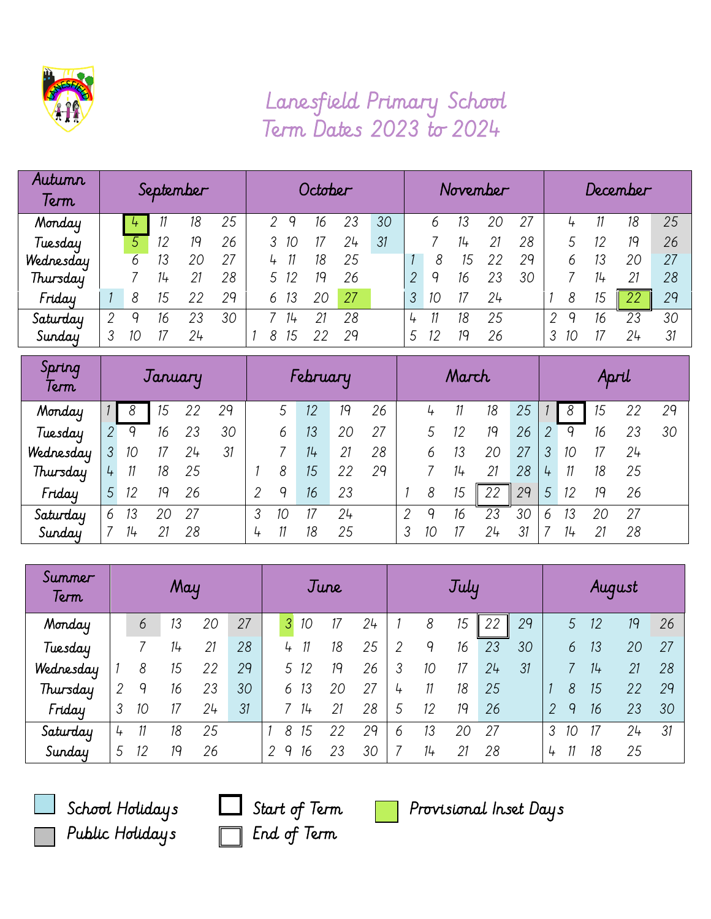# Lanesfield Primary School
## Term Dates 2023 to 2024

### Autumn Term

| Day | September | | | | | October | | | | | November | | | | | December | | | | |
|---|---|---|---|---|---|---|---|---|---|---|---|---|---|---|---|---|---|---|---|---|
| Monday | | 4 | 11 | 18 | 25 | 2 | 9 | 16 | 23 | 30 | | 6 | 13 | 20 | 27 | | 4 | 11 | 18 | 25 |
| Tuesday | | 5 | 12 | 19 | 26 | 3 | 10 | 17 | 24 | 31 | | 7 | 14 | 21 | 28 | | 5 | 12 | 19 | 26 |
| Wednesday | | 6 | 13 | 20 | 27 | 4 | 11 | 18 | 25 | | 1 | 8 | 15 | 22 | 29 | | 6 | 13 | 20 | 27 |
| Thursday | | 7 | 14 | 21 | 28 | 5 | 12 | 19 | 26 | | 2 | 9 | 16 | 23 | 30 | | 7 | 14 | 21 | 28 |
| Friday | 1 | 8 | 15 | 22 | 29 | 6 | 13 | 20 | 27 | | 3 | 10 | 17 | 24 | | 1 | 8 | 15 | 22 | 29 |
| Saturday | 2 | 9 | 16 | 23 | 30 | 7 | 14 | 21 | 28 | | 4 | 11 | 18 | 25 | | 2 | 9 | 16 | 23 | 30 |
| Sunday | 3 | 10 | 17 | 24 | | 1 | 8 | 15 | 22 | 29 | 5 | 12 | 19 | 26 | | 3 | 10 | 17 | 24 | 31 |

### Spring Term

| Day | January | | | | | February | | | | | March | | | | | April | | | | |
|---|---|---|---|---|---|---|---|---|---|---|---|---|---|---|---|---|---|---|---|---|
| Monday | 1 | 8 | 15 | 22 | 29 | | 5 | 12 | 19 | 26 | | 4 | 11 | 18 | 25 | 1 | 8 | 15 | 22 | 29 |
| Tuesday | 2 | 9 | 16 | 23 | 30 | | 6 | 13 | 20 | 27 | | 5 | 12 | 19 | 26 | 2 | 9 | 16 | 23 | 30 |
| Wednesday | 3 | 10 | 17 | 24 | 31 | | 7 | 14 | 21 | 28 | | 6 | 13 | 20 | 27 | 3 | 10 | 17 | 24 | |
| Thursday | 4 | 11 | 18 | 25 | | 1 | 8 | 15 | 22 | 29 | | 7 | 14 | 21 | 28 | 4 | 11 | 18 | 25 | |
| Friday | 5 | 12 | 19 | 26 | | 2 | 9 | 16 | 23 | | 1 | 8 | 15 | 22 | 29 | 5 | 12 | 19 | 26 | |
| Saturday | 6 | 13 | 20 | 27 | | 3 | 10 | 17 | 24 | | 2 | 9 | 16 | 23 | 30 | 6 | 13 | 20 | 27 | |
| Sunday | 7 | 14 | 21 | 28 | | 4 | 11 | 18 | 25 | | 3 | 10 | 17 | 24 | 31 | 7 | 14 | 21 | 28 | |

### Summer Term

| Day | May | | | | | June | | | | | July | | | | | August | | | | |
|---|---|---|---|---|---|---|---|---|---|---|---|---|---|---|---|---|---|---|---|---|
| Monday | | 6 | 13 | 20 | 27 | 3 | 10 | 17 | 24 | | 1 | 8 | 15 | 22 | 29 | | 5 | 12 | 19 | 26 |
| Tuesday | | 7 | 14 | 21 | 28 | 4 | 11 | 18 | 25 | | 2 | 9 | 16 | 23 | 30 | | 6 | 13 | 20 | 27 |
| Wednesday | 1 | 8 | 15 | 22 | 29 | 5 | 12 | 19 | 26 | | 3 | 10 | 17 | 24 | 31 | | 7 | 14 | 21 | 28 |
| Thursday | 2 | 9 | 16 | 23 | 30 | 6 | 13 | 20 | 27 | | 4 | 11 | 18 | 25 | | 1 | 8 | 15 | 22 | 29 |
| Friday | 3 | 10 | 17 | 24 | 31 | 7 | 14 | 21 | 28 | | 5 | 12 | 19 | 26 | | 2 | 9 | 16 | 23 | 30 |
| Saturday | 4 | 11 | 18 | 25 | | 1 | 8 | 15 | 22 | 29 | 6 | 13 | 20 | 27 | | 3 | 10 | 17 | 24 | 31 |
| Sunday | 5 | 12 | 19 | 26 | | 2 | 9 | 16 | 23 | 30 | 7 | 14 | 21 | 28 | | 4 | 11 | 18 | 25 | |

**Key:**
- School Holidays
- Public Holidays
- Start of Term
- End of Term
- Provisional Inset Days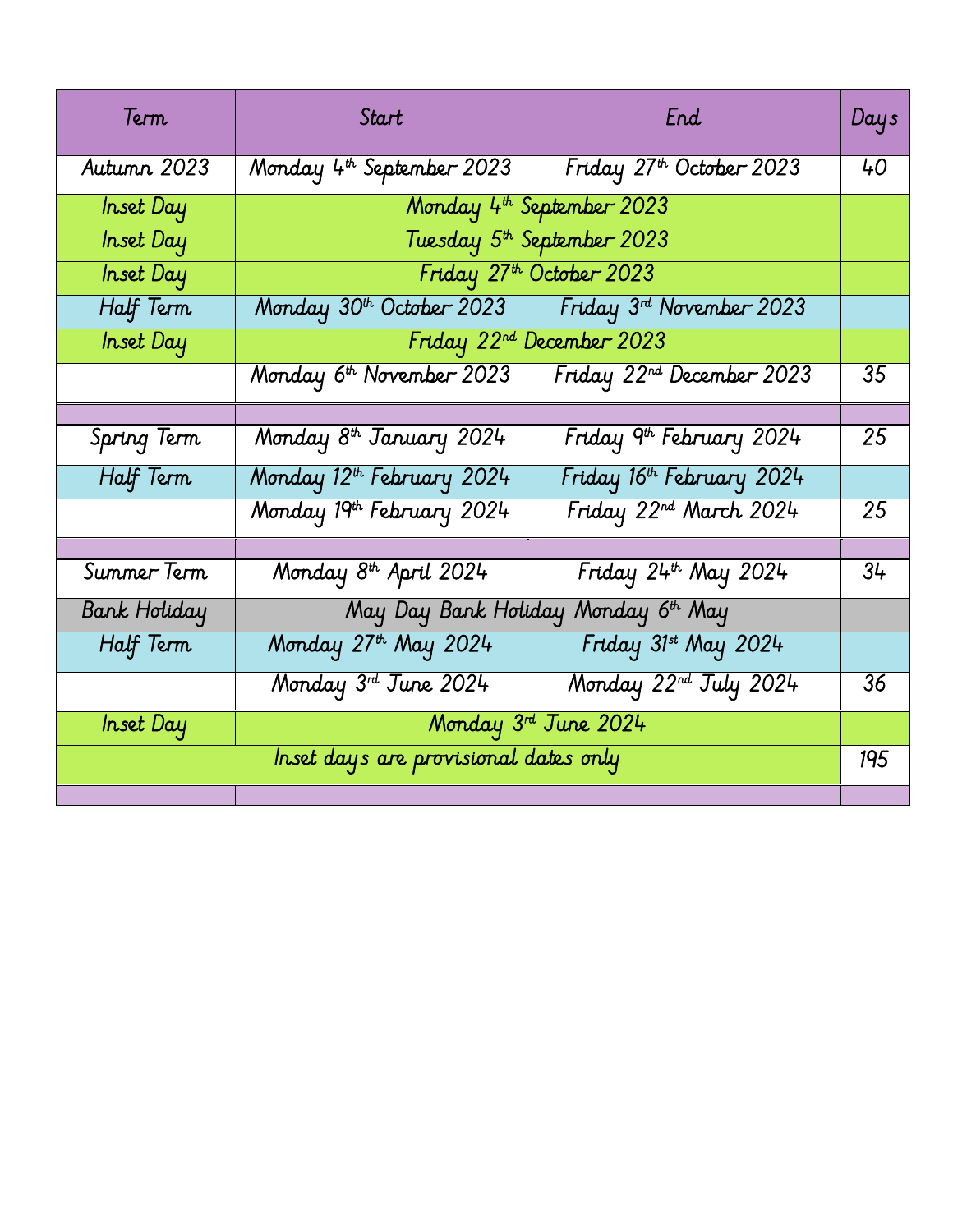| Term | Start | End | Days |
|---|---|---|---|
| Autumn 2023 | Monday 4th September 2023 | Friday 27th October 2023 | 40 |
| Inset Day | Monday 4th September 2023 | | |
| Inset Day | Tuesday 5th September 2023 | | |
| Inset Day | Friday 27th October 2023 | | |
| Half Term | Monday 30th October 2023 | Friday 3rd November 2023 | |
| Inset Day | Friday 22nd December 2023 | | |
| | Monday 6th November 2023 | Friday 22nd December 2023 | 35 |
| | | | |
| Spring Term | Monday 8th January 2024 | Friday 9th February 2024 | 25 |
| Half Term | Monday 12th February 2024 | Friday 16th February 2024 | |
| | Monday 19th February 2024 | Friday 22nd March 2024 | 25 |
| | | | |
| Summer Term | Monday 8th April 2024 | Friday 24th May 2024 | 34 |
| Bank Holiday | May Day Bank Holiday Monday 6th May | | |
| Half Term | Monday 27th May 2024 | Friday 31st May 2024 | |
| | Monday 3rd June 2024 | Monday 22nd July 2024 | 36 |
| Inset Day | Monday 3rd June 2024 | | |
| Inset days are provisional dates only | | | 195 |
| | | | |